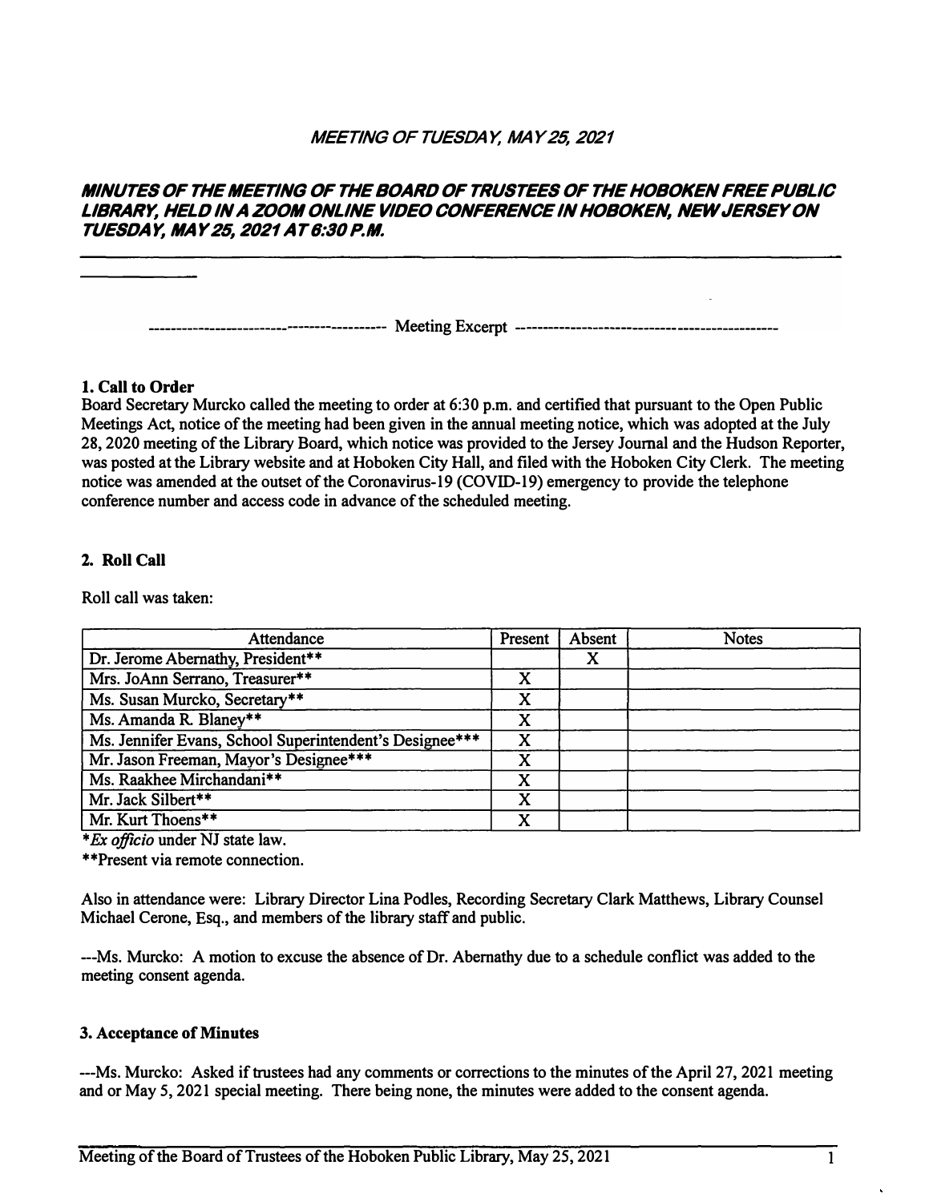*MEETING OF TUESDAY, MAY 25, 2021*

***MINUTES OF THE MEETING OF THE BOARD OF TRUSTEES OF THE HOBOKEN FREE PUBLIC LIBRARY, HELD IN A ZOOM ONLINE VIDEO CONFERENCE IN HOBOKEN, NEW JERSEY ON TUESDAY, MAY 25, 2021 AT 6:30 P.M.***

------------------------------------------- Meeting Excerpt ----------------------------------------------

**1. Call to Order**

Board Secretary Murcko called the meeting to order at 6:30 p.m. and certified that pursuant to the Open Public Meetings Act, notice of the meeting had been given in the annual meeting notice, which was adopted at the July 28, 2020 meeting of the Library Board, which notice was provided to the Jersey Journal and the Hudson Reporter, was posted at the Library website and at Hoboken City Hall, and filed with the Hoboken City Clerk. The meeting notice was amended at the outset of the Coronavirus-19 (COVID-19) emergency to provide the telephone conference number and access code in advance of the scheduled meeting.

**2. Roll Call**

Roll call was taken:

| Attendance | Present | Absent | Notes |
|---|---|---|---|
| Dr. Jerome Abernathy, President** | | X | |
| Mrs. JoAnn Serrano, Treasurer** | X | | |
| Ms. Susan Murcko, Secretary** | X | | |
| Ms. Amanda R. Blaney** | X | | |
| Ms. Jennifer Evans, School Superintendent's Designee*** | X | | |
| Mr. Jason Freeman, Mayor's Designee*** | X | | |
| Ms. Raakhee Mirchandani** | X | | |
| Mr. Jack Silbert** | X | | |
| Mr. Kurt Thoens** | X | | |

**Ex officio* under NJ state law.

**Present via remote connection.

Also in attendance were: Library Director Lina Podles, Recording Secretary Clark Matthews, Library Counsel Michael Cerone, Esq., and members of the library staff and public.

---Ms. Murcko: A motion to excuse the absence of Dr. Abernathy due to a schedule conflict was added to the meeting consent agenda.

**3. Acceptance of Minutes**

---Ms. Murcko: Asked if trustees had any comments or corrections to the minutes of the April 27, 2021 meeting and or May 5, 2021 special meeting. There being none, the minutes were added to the consent agenda.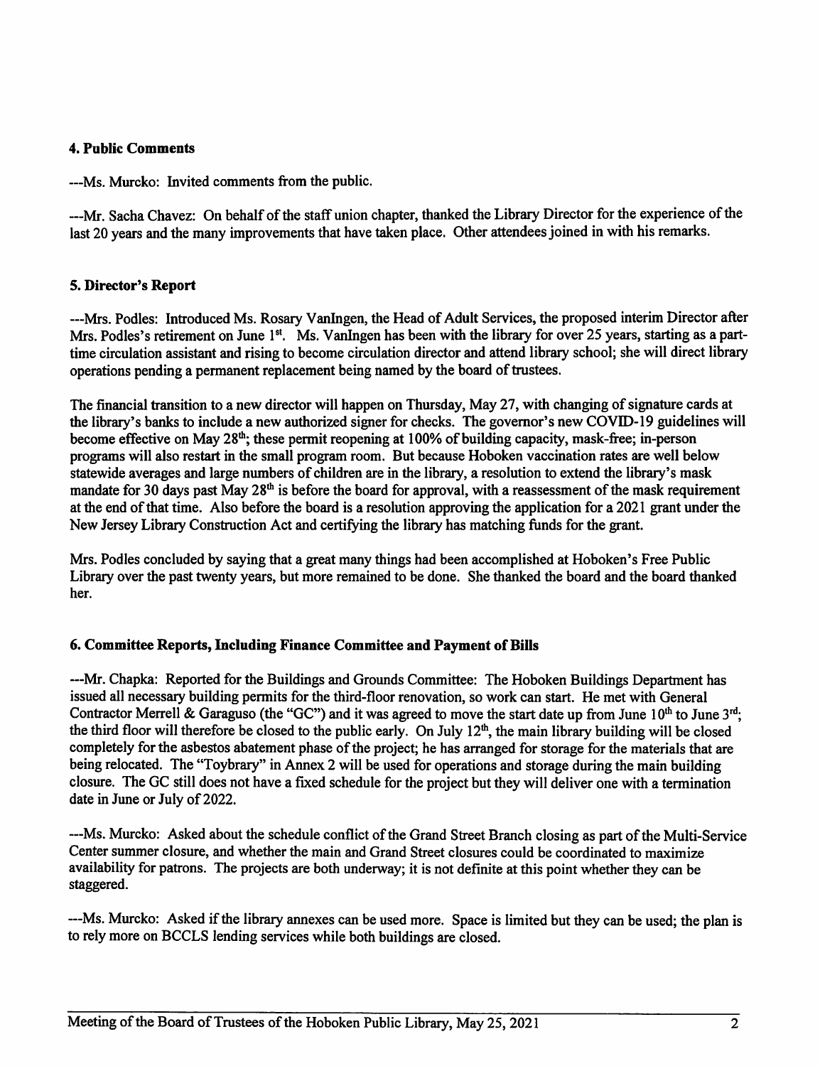### 4. Public Comments

---Ms. Murcko: Invited comments from the public.

---Mr. Sacha Chavez: On behalf of the staff union chapter, thanked the Library Director for the experience of the last 20 years and the many improvements that have taken place. Other attendees joined in with his remarks.

### 5. Director's Report

---Mrs. Podles: Introduced Ms. Rosary VanIngen, the Head of Adult Services, the proposed interim Director after Mrs. Podles's retirement on June 1st. Ms. VanIngen has been with the library for over 25 years, starting as a part-time circulation assistant and rising to become circulation director and attend library school; she will direct library operations pending a permanent replacement being named by the board of trustees.

The financial transition to a new director will happen on Thursday, May 27, with changing of signature cards at the library's banks to include a new authorized signer for checks. The governor's new COVID-19 guidelines will become effective on May 28th; these permit reopening at 100% of building capacity, mask-free; in-person programs will also restart in the small program room. But because Hoboken vaccination rates are well below statewide averages and large numbers of children are in the library, a resolution to extend the library's mask mandate for 30 days past May 28th is before the board for approval, with a reassessment of the mask requirement at the end of that time. Also before the board is a resolution approving the application for a 2021 grant under the New Jersey Library Construction Act and certifying the library has matching funds for the grant.

Mrs. Podles concluded by saying that a great many things had been accomplished at Hoboken's Free Public Library over the past twenty years, but more remained to be done. She thanked the board and the board thanked her.

### 6. Committee Reports, Including Finance Committee and Payment of Bills

---Mr. Chapka: Reported for the Buildings and Grounds Committee: The Hoboken Buildings Department has issued all necessary building permits for the third-floor renovation, so work can start. He met with General Contractor Merrell & Garaguso (the "GC") and it was agreed to move the start date up from June 10th to June 3rd; the third floor will therefore be closed to the public early. On July 12th, the main library building will be closed completely for the asbestos abatement phase of the project; he has arranged for storage for the materials that are being relocated. The "Toybrary" in Annex 2 will be used for operations and storage during the main building closure. The GC still does not have a fixed schedule for the project but they will deliver one with a termination date in June or July of 2022.

---Ms. Murcko: Asked about the schedule conflict of the Grand Street Branch closing as part of the Multi-Service Center summer closure, and whether the main and Grand Street closures could be coordinated to maximize availability for patrons. The projects are both underway; it is not definite at this point whether they can be staggered.

---Ms. Murcko: Asked if the library annexes can be used more. Space is limited but they can be used; the plan is to rely more on BCCLS lending services while both buildings are closed.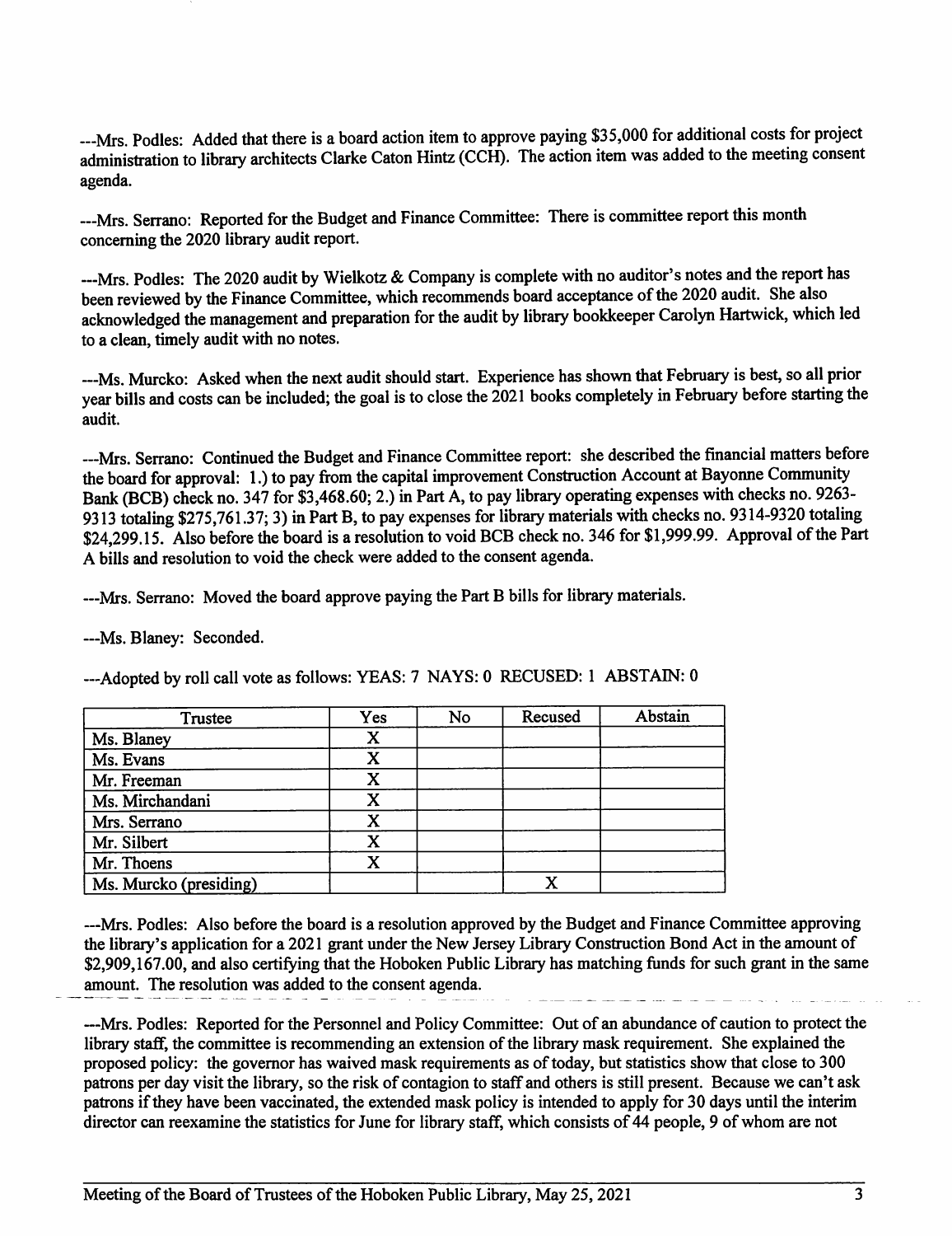---Mrs. Podles: Added that there is a board action item to approve paying $35,000 for additional costs for project administration to library architects Clarke Caton Hintz (CCH). The action item was added to the meeting consent agenda.

---Mrs. Serrano: Reported for the Budget and Finance Committee: There is committee report this month concerning the 2020 library audit report.

---Mrs. Podles: The 2020 audit by Wielkotz & Company is complete with no auditor's notes and the report has been reviewed by the Finance Committee, which recommends board acceptance of the 2020 audit. She also acknowledged the management and preparation for the audit by library bookkeeper Carolyn Hartwick, which led to a clean, timely audit with no notes.

---Ms. Murcko: Asked when the next audit should start. Experience has shown that February is best, so all prior year bills and costs can be included; the goal is to close the 2021 books completely in February before starting the audit.

---Mrs. Serrano: Continued the Budget and Finance Committee report: she described the financial matters before the board for approval: 1.) to pay from the capital improvement Construction Account at Bayonne Community Bank (BCB) check no. 347 for $3,468.60; 2.) in Part A, to pay library operating expenses with checks no. 9263-9313 totaling $275,761.37; 3) in Part B, to pay expenses for library materials with checks no. 9314-9320 totaling $24,299.15. Also before the board is a resolution to void BCB check no. 346 for $1,999.99. Approval of the Part A bills and resolution to void the check were added to the consent agenda.

---Mrs. Serrano: Moved the board approve paying the Part B bills for library materials.

---Ms. Blaney: Seconded.

---Adopted by roll call vote as follows: YEAS: 7 NAYS: 0 RECUSED: 1 ABSTAIN: 0

| Trustee | Yes | No | Recused | Abstain |
|---|---|---|---|---|
| Ms. Blaney | X | | | |
| Ms. Evans | X | | | |
| Mr. Freeman | X | | | |
| Ms. Mirchandani | X | | | |
| Mrs. Serrano | X | | | |
| Mr. Silbert | X | | | |
| Mr. Thoens | X | | | |
| Ms. Murcko (presiding) | | | X | |

---Mrs. Podles: Also before the board is a resolution approved by the Budget and Finance Committee approving the library's application for a 2021 grant under the New Jersey Library Construction Bond Act in the amount of $2,909,167.00, and also certifying that the Hoboken Public Library has matching funds for such grant in the same amount. The resolution was added to the consent agenda.

---Mrs. Podles: Reported for the Personnel and Policy Committee: Out of an abundance of caution to protect the library staff, the committee is recommending an extension of the library mask requirement. She explained the proposed policy: the governor has waived mask requirements as of today, but statistics show that close to 300 patrons per day visit the library, so the risk of contagion to staff and others is still present. Because we can't ask patrons if they have been vaccinated, the extended mask policy is intended to apply for 30 days until the interim director can reexamine the statistics for June for library staff, which consists of 44 people, 9 of whom are not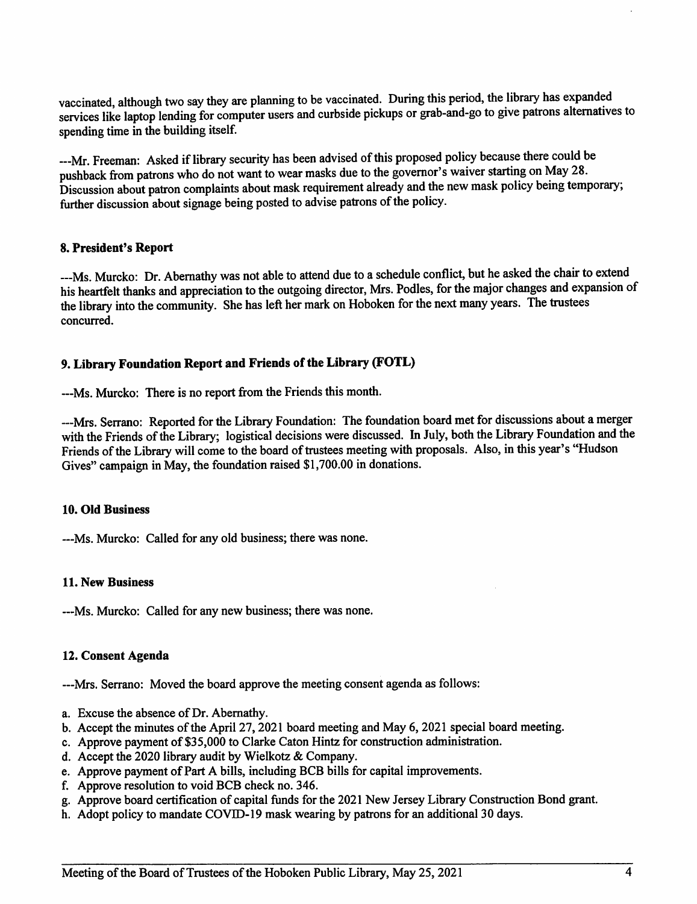vaccinated, although two say they are planning to be vaccinated. During this period, the library has expanded services like laptop lending for computer users and curbside pickups or grab-and-go to give patrons alternatives to spending time in the building itself.

---Mr. Freeman: Asked if library security has been advised of this proposed policy because there could be pushback from patrons who do not want to wear masks due to the governor's waiver starting on May 28. Discussion about patron complaints about mask requirement already and the new mask policy being temporary; further discussion about signage being posted to advise patrons of the policy.

**8. President's Report**

---Ms. Murcko: Dr. Abernathy was not able to attend due to a schedule conflict, but he asked the chair to extend his heartfelt thanks and appreciation to the outgoing director, Mrs. Podles, for the major changes and expansion of the library into the community. She has left her mark on Hoboken for the next many years. The trustees concurred.

**9. Library Foundation Report and Friends of the Library (FOTL)**

---Ms. Murcko: There is no report from the Friends this month.

---Mrs. Serrano: Reported for the Library Foundation: The foundation board met for discussions about a merger with the Friends of the Library; logistical decisions were discussed. In July, both the Library Foundation and the Friends of the Library will come to the board of trustees meeting with proposals. Also, in this year's "Hudson Gives" campaign in May, the foundation raised $1,700.00 in donations.

**10. Old Business**

---Ms. Murcko: Called for any old business; there was none.

**11. New Business**

---Ms. Murcko: Called for any new business; there was none.

**12. Consent Agenda**

---Mrs. Serrano: Moved the board approve the meeting consent agenda as follows:

a. Excuse the absence of Dr. Abernathy.
b. Accept the minutes of the April 27, 2021 board meeting and May 6, 2021 special board meeting.
c. Approve payment of $35,000 to Clarke Caton Hintz for construction administration.
d. Accept the 2020 library audit by Wielkotz & Company.
e. Approve payment of Part A bills, including BCB bills for capital improvements.
f. Approve resolution to void BCB check no. 346.
g. Approve board certification of capital funds for the 2021 New Jersey Library Construction Bond grant.
h. Adopt policy to mandate COVID-19 mask wearing by patrons for an additional 30 days.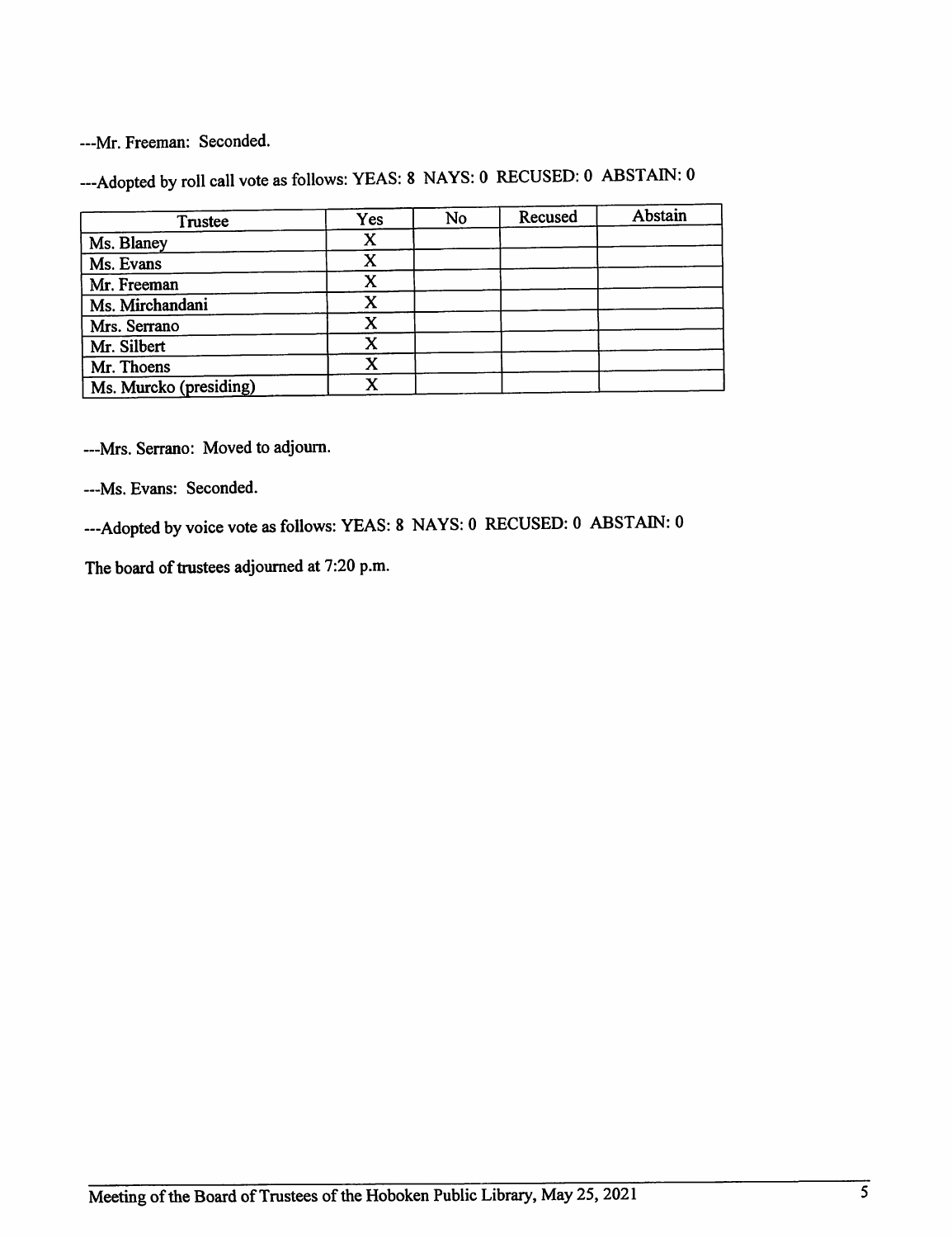---Mr. Freeman: Seconded.

---Adopted by roll call vote as follows: YEAS: 8 NAYS: 0 RECUSED: 0 ABSTAIN: 0

| Trustee | Yes | No | Recused | Abstain |
|---|---|---|---|---|
| Ms. Blaney | X | | | |
| Ms. Evans | X | | | |
| Mr. Freeman | X | | | |
| Ms. Mirchandani | X | | | |
| Mrs. Serrano | X | | | |
| Mr. Silbert | X | | | |
| Mr. Thoens | X | | | |
| Ms. Murcko (presiding) | X | | | |

---Mrs. Serrano: Moved to adjourn.

---Ms. Evans: Seconded.

---Adopted by voice vote as follows: YEAS: 8 NAYS: 0 RECUSED: 0 ABSTAIN: 0

The board of trustees adjourned at 7:20 p.m.